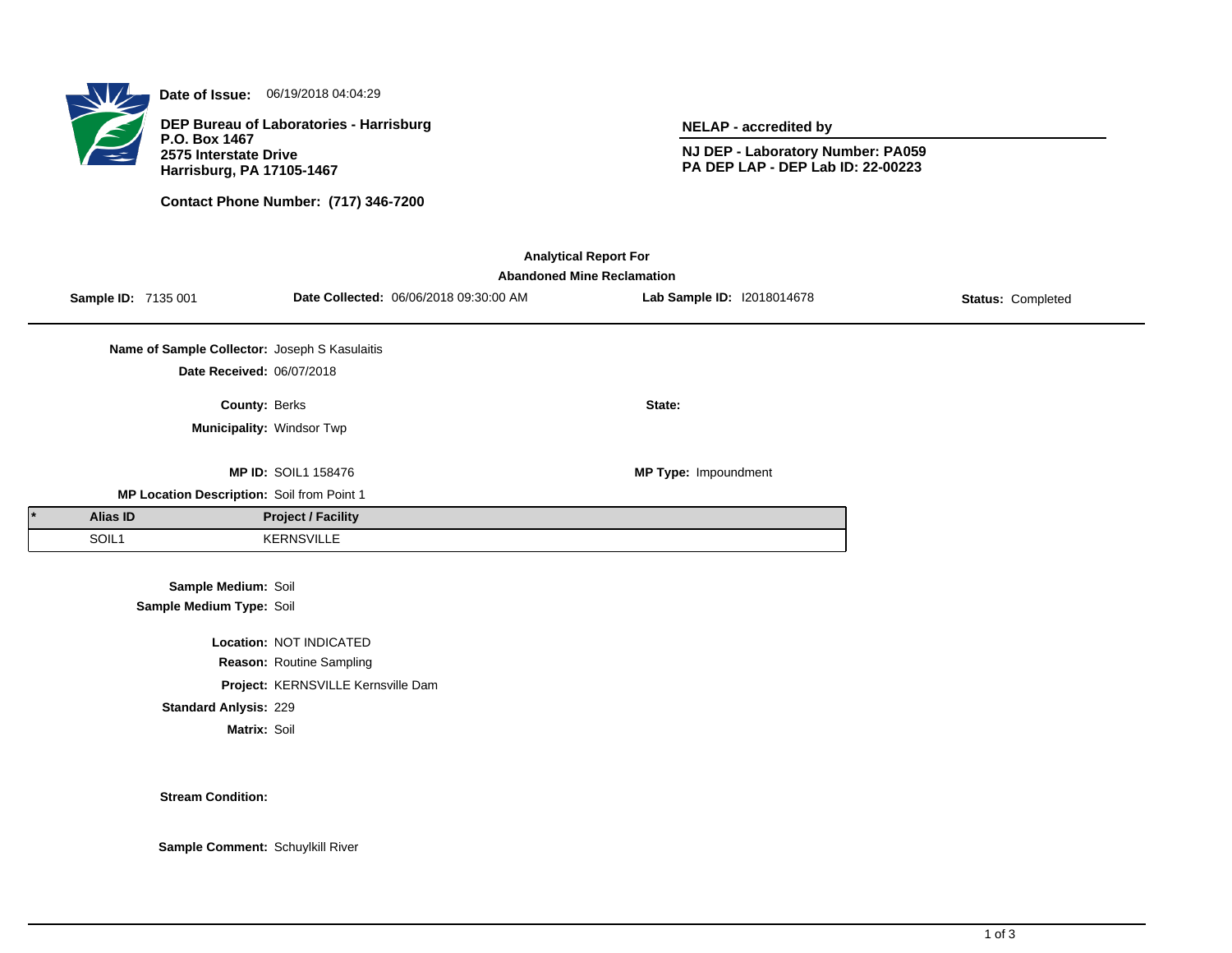**Date of Issue:** 06/19/2018 04:04:29

**DEP Bureau of Laboratories - Harrisburg**
**P.O. Box 1467**
**2575 Interstate Drive**
**Harrisburg, PA 17105-1467**

**Contact Phone Number: (717) 346-7200**

**NELAP - accredited by**

**NJ DEP - Laboratory Number: PA059**
**PA DEP LAP - DEP Lab ID: 22-00223**

**Analytical Report For**
**Abandoned Mine Reclamation**

**Sample ID:** 7135 001 **Date Collected:** 06/06/2018 09:30:00 AM **Lab Sample ID:** I2018014678 **Status:** Completed

**Name of Sample Collector:** Joseph S Kasulaitis
**Date Received:** 06/07/2018

**County:** Berks
**State:**
**Municipality:** Windsor Twp

**MP ID:** SOIL1 158476
**MP Type:** Impoundment
**MP Location Description:** Soil from Point 1

| * | Alias ID | Project / Facility |
|---|---|---|
| | SOIL1 | KERNSVILLE |

**Sample Medium:** Soil
**Sample Medium Type:** Soil

**Location:** NOT INDICATED
**Reason:** Routine Sampling
**Project:** KERNSVILLE Kernsville Dam
**Standard Anlysis:** 229
**Matrix:** Soil

**Stream Condition:**

**Sample Comment:** Schuylkill River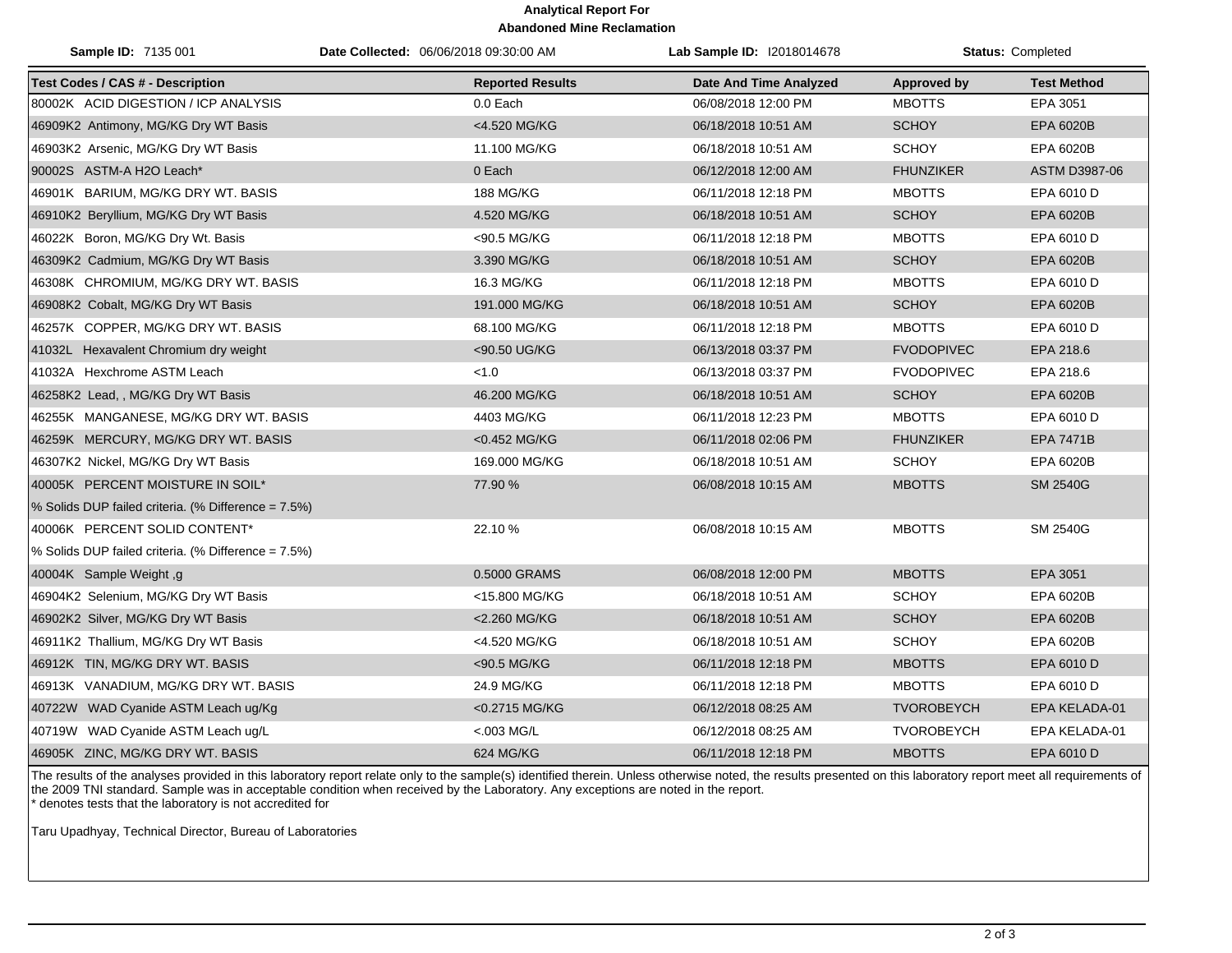**Analytical Report For**
**Abandoned Mine Reclamation**

| **Sample ID:** 7135 001 | **Date Collected:** 06/06/2018 09:30:00 AM | **Lab Sample ID:** I2018014678 | **Status:** Completed |
|---|---|---|---|

| Test Codes / CAS # - Description | Reported Results | Date And Time Analyzed | Approved by | Test Method |
|---|---|---|---|---|
| 80002K ACID DIGESTION / ICP ANALYSIS | 0.0 Each | 06/08/2018 12:00 PM | MBOTTS | EPA 3051 |
| 46909K2 Antimony, MG/KG Dry WT Basis | <4.520 MG/KG | 06/18/2018 10:51 AM | SCHOY | EPA 6020B |
| 46903K2 Arsenic, MG/KG Dry WT Basis | 11.100 MG/KG | 06/18/2018 10:51 AM | SCHOY | EPA 6020B |
| 90002S ASTM-A H2O Leach* | 0 Each | 06/12/2018 12:00 AM | FHUNZIKER | ASTM D3987-06 |
| 46901K BARIUM, MG/KG DRY WT. BASIS | 188 MG/KG | 06/11/2018 12:18 PM | MBOTTS | EPA 6010 D |
| 46910K2 Beryllium, MG/KG Dry WT Basis | 4.520 MG/KG | 06/18/2018 10:51 AM | SCHOY | EPA 6020B |
| 46022K Boron, MG/KG Dry Wt. Basis | <90.5 MG/KG | 06/11/2018 12:18 PM | MBOTTS | EPA 6010 D |
| 46309K2 Cadmium, MG/KG Dry WT Basis | 3.390 MG/KG | 06/18/2018 10:51 AM | SCHOY | EPA 6020B |
| 46308K CHROMIUM, MG/KG DRY WT. BASIS | 16.3 MG/KG | 06/11/2018 12:18 PM | MBOTTS | EPA 6010 D |
| 46908K2 Cobalt, MG/KG Dry WT Basis | 191.000 MG/KG | 06/18/2018 10:51 AM | SCHOY | EPA 6020B |
| 46257K COPPER, MG/KG DRY WT. BASIS | 68.100 MG/KG | 06/11/2018 12:18 PM | MBOTTS | EPA 6010 D |
| 41032L Hexavalent Chromium dry weight | <90.50 UG/KG | 06/13/2018 03:37 PM | FVODOPIVEC | EPA 218.6 |
| 41032A Hexchrome ASTM Leach | <1.0 | 06/13/2018 03:37 PM | FVODOPIVEC | EPA 218.6 |
| 46258K2 Lead, , MG/KG Dry WT Basis | 46.200 MG/KG | 06/18/2018 10:51 AM | SCHOY | EPA 6020B |
| 46255K MANGANESE, MG/KG DRY WT. BASIS | 4403 MG/KG | 06/11/2018 12:23 PM | MBOTTS | EPA 6010 D |
| 46259K MERCURY, MG/KG DRY WT. BASIS | <0.452 MG/KG | 06/11/2018 02:06 PM | FHUNZIKER | EPA 7471B |
| 46307K2 Nickel, MG/KG Dry WT Basis | 169.000 MG/KG | 06/18/2018 10:51 AM | SCHOY | EPA 6020B |
| 40005K PERCENT MOISTURE IN SOIL* | 77.90 % | 06/08/2018 10:15 AM | MBOTTS | SM 2540G |
| % Solids DUP failed criteria. (% Difference = 7.5%) | | | | |
| 40006K PERCENT SOLID CONTENT* | 22.10 % | 06/08/2018 10:15 AM | MBOTTS | SM 2540G |
| % Solids DUP failed criteria. (% Difference = 7.5%) | | | | |
| 40004K Sample Weight ,g | 0.5000 GRAMS | 06/08/2018 12:00 PM | MBOTTS | EPA 3051 |
| 46904K2 Selenium, MG/KG Dry WT Basis | <15.800 MG/KG | 06/18/2018 10:51 AM | SCHOY | EPA 6020B |
| 46902K2 Silver, MG/KG Dry WT Basis | <2.260 MG/KG | 06/18/2018 10:51 AM | SCHOY | EPA 6020B |
| 46911K2 Thallium, MG/KG Dry WT Basis | <4.520 MG/KG | 06/18/2018 10:51 AM | SCHOY | EPA 6020B |
| 46912K TIN, MG/KG DRY WT. BASIS | <90.5 MG/KG | 06/11/2018 12:18 PM | MBOTTS | EPA 6010 D |
| 46913K VANADIUM, MG/KG DRY WT. BASIS | 24.9 MG/KG | 06/11/2018 12:18 PM | MBOTTS | EPA 6010 D |
| 40722W WAD Cyanide ASTM Leach ug/Kg | <0.2715 MG/KG | 06/12/2018 08:25 AM | TVOROBEYCH | EPA KELADA-01 |
| 40719W WAD Cyanide ASTM Leach ug/L | <.003 MG/L | 06/12/2018 08:25 AM | TVOROBEYCH | EPA KELADA-01 |
| 46905K ZINC, MG/KG DRY WT. BASIS | 624 MG/KG | 06/11/2018 12:18 PM | MBOTTS | EPA 6010 D |

The results of the analyses provided in this laboratory report relate only to the sample(s) identified therein. Unless otherwise noted, the results presented on this laboratory report meet all requirements of the 2009 TNI standard. Sample was in acceptable condition when received by the Laboratory. Any exceptions are noted in the report.
* denotes tests that the laboratory is not accredited for

Taru Upadhyay, Technical Director, Bureau of Laboratories